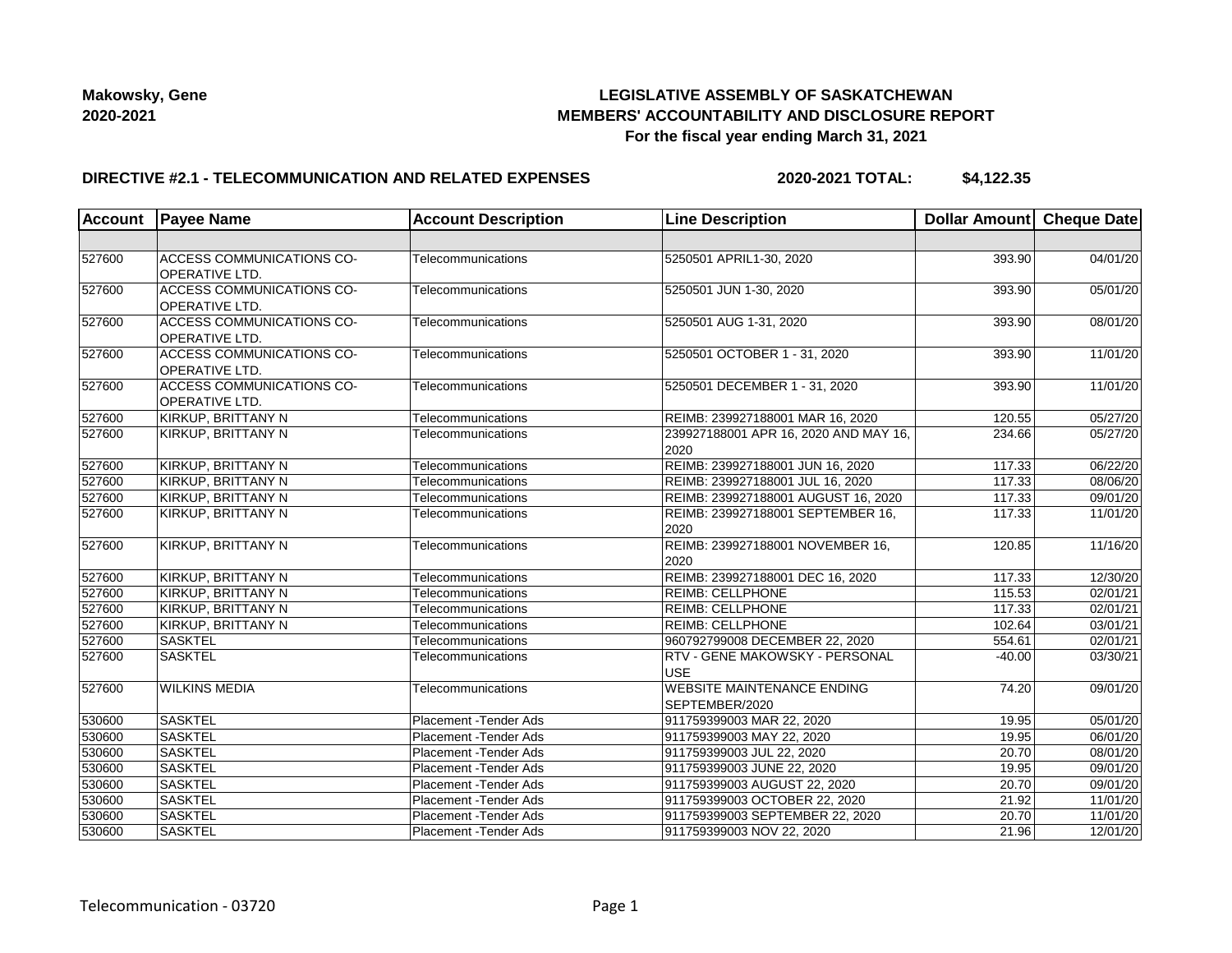**Makowsky, Gene**
**2020-2021**

# LEGISLATIVE ASSEMBLY OF SASKATCHEWAN
## MEMBERS' ACCOUNTABILITY AND DISCLOSURE REPORT
### For the fiscal year ending March 31, 2021

**DIRECTIVE #2.1 - TELECOMMUNICATION AND RELATED EXPENSES** **2020-2021 TOTAL: $4,122.35**

| Account | Payee Name | Account Description | Line Description | Dollar Amount | Cheque Date |
|---|---|---|---|---|---|
| | | | | | |
| 527600 | ACCESS COMMUNICATIONS CO-OPERATIVE LTD. | Telecommunications | 5250501 APRIL1-30, 2020 | 393.90 | 04/01/20 |
| 527600 | ACCESS COMMUNICATIONS CO-OPERATIVE LTD. | Telecommunications | 5250501 JUN 1-30, 2020 | 393.90 | 05/01/20 |
| 527600 | ACCESS COMMUNICATIONS CO-OPERATIVE LTD. | Telecommunications | 5250501 AUG 1-31, 2020 | 393.90 | 08/01/20 |
| 527600 | ACCESS COMMUNICATIONS CO-OPERATIVE LTD. | Telecommunications | 5250501 OCTOBER 1 - 31, 2020 | 393.90 | 11/01/20 |
| 527600 | ACCESS COMMUNICATIONS CO-OPERATIVE LTD. | Telecommunications | 5250501 DECEMBER 1 - 31, 2020 | 393.90 | 11/01/20 |
| 527600 | KIRKUP, BRITTANY N | Telecommunications | REIMB: 239927188001 MAR 16, 2020 | 120.55 | 05/27/20 |
| 527600 | KIRKUP, BRITTANY N | Telecommunications | 239927188001 APR 16, 2020 AND MAY 16, 2020 | 234.66 | 05/27/20 |
| 527600 | KIRKUP, BRITTANY N | Telecommunications | REIMB: 239927188001 JUN 16, 2020 | 117.33 | 06/22/20 |
| 527600 | KIRKUP, BRITTANY N | Telecommunications | REIMB: 239927188001 JUL 16, 2020 | 117.33 | 08/06/20 |
| 527600 | KIRKUP, BRITTANY N | Telecommunications | REIMB: 239927188001 AUGUST 16, 2020 | 117.33 | 09/01/20 |
| 527600 | KIRKUP, BRITTANY N | Telecommunications | REIMB: 239927188001 SEPTEMBER 16, 2020 | 117.33 | 11/01/20 |
| 527600 | KIRKUP, BRITTANY N | Telecommunications | REIMB: 239927188001 NOVEMBER 16, 2020 | 120.85 | 11/16/20 |
| 527600 | KIRKUP, BRITTANY N | Telecommunications | REIMB: 239927188001 DEC 16, 2020 | 117.33 | 12/30/20 |
| 527600 | KIRKUP, BRITTANY N | Telecommunications | REIMB: CELLPHONE | 115.53 | 02/01/21 |
| 527600 | KIRKUP, BRITTANY N | Telecommunications | REIMB: CELLPHONE | 117.33 | 02/01/21 |
| 527600 | KIRKUP, BRITTANY N | Telecommunications | REIMB: CELLPHONE | 102.64 | 03/01/21 |
| 527600 | SASKTEL | Telecommunications | 960792799008 DECEMBER 22, 2020 | 554.61 | 02/01/21 |
| 527600 | SASKTEL | Telecommunications | RTV - GENE MAKOWSKY - PERSONAL USE | -40.00 | 03/30/21 |
| 527600 | WILKINS MEDIA | Telecommunications | WEBSITE MAINTENANCE ENDING SEPTEMBER/2020 | 74.20 | 09/01/20 |
| 530600 | SASKTEL | Placement -Tender Ads | 911759399003 MAR 22, 2020 | 19.95 | 05/01/20 |
| 530600 | SASKTEL | Placement -Tender Ads | 911759399003 MAY 22, 2020 | 19.95 | 06/01/20 |
| 530600 | SASKTEL | Placement -Tender Ads | 911759399003 JUL 22, 2020 | 20.70 | 08/01/20 |
| 530600 | SASKTEL | Placement -Tender Ads | 911759399003 JUNE 22, 2020 | 19.95 | 09/01/20 |
| 530600 | SASKTEL | Placement -Tender Ads | 911759399003 AUGUST 22, 2020 | 20.70 | 09/01/20 |
| 530600 | SASKTEL | Placement -Tender Ads | 911759399003 OCTOBER 22, 2020 | 21.92 | 11/01/20 |
| 530600 | SASKTEL | Placement -Tender Ads | 911759399003 SEPTEMBER 22, 2020 | 20.70 | 11/01/20 |
| 530600 | SASKTEL | Placement -Tender Ads | 911759399003 NOV 22, 2020 | 21.96 | 12/01/20 |

Telecommunication - 03720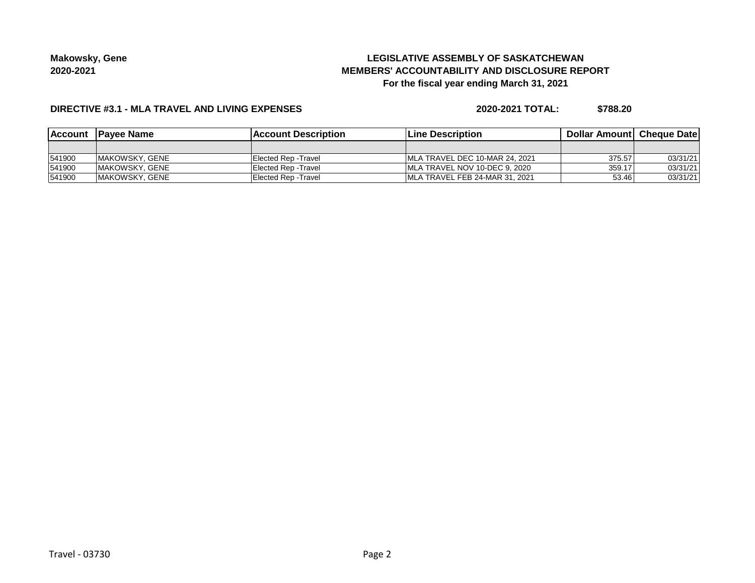**Makowsky, Gene**
**2020-2021**

# LEGISLATIVE ASSEMBLY OF SASKATCHEWAN
## MEMBERS' ACCOUNTABILITY AND DISCLOSURE REPORT
### For the fiscal year ending March 31, 2021

**DIRECTIVE #3.1 - MLA TRAVEL AND LIVING EXPENSES** **2020-2021 TOTAL: $788.20**

| Account | Payee Name | Account Description | Line Description | Dollar Amount | Cheque Date |
|---|---|---|---|---|---|
| | | | | | |
| 541900 | MAKOWSKY, GENE | Elected Rep -Travel | MLA TRAVEL DEC 10-MAR 24, 2021 | 375.57 | 03/31/21 |
| 541900 | MAKOWSKY, GENE | Elected Rep -Travel | MLA TRAVEL NOV 10-DEC 9, 2020 | 359.17 | 03/31/21 |
| 541900 | MAKOWSKY, GENE | Elected Rep -Travel | MLA TRAVEL FEB 24-MAR 31, 2021 | 53.46 | 03/31/21 |

Travel - 03730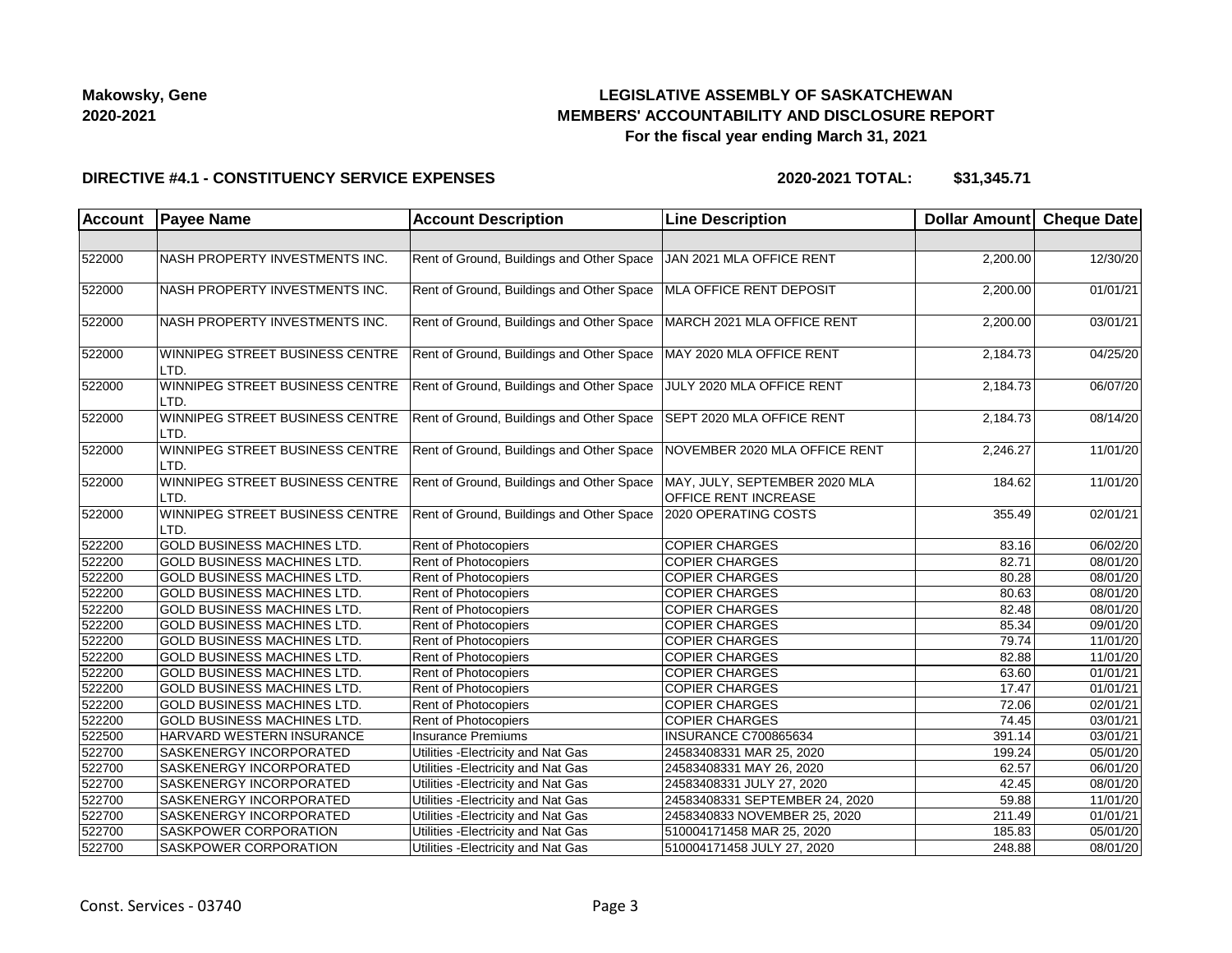Makowsky, Gene
2020-2021

# LEGISLATIVE ASSEMBLY OF SASKATCHEWAN
## MEMBERS' ACCOUNTABILITY AND DISCLOSURE REPORT
### For the fiscal year ending March 31, 2021

**DIRECTIVE #4.1 - CONSTITUENCY SERVICE EXPENSES** **2020-2021 TOTAL: $31,345.71**

| Account | Payee Name | Account Description | Line Description | Dollar Amount | Cheque Date |
|---|---|---|---|---|---|
| | | | | | |
| 522000 | NASH PROPERTY INVESTMENTS INC. | Rent of Ground, Buildings and Other Space | JAN 2021 MLA OFFICE RENT | 2,200.00 | 12/30/20 |
| 522000 | NASH PROPERTY INVESTMENTS INC. | Rent of Ground, Buildings and Other Space | MLA OFFICE RENT DEPOSIT | 2,200.00 | 01/01/21 |
| 522000 | NASH PROPERTY INVESTMENTS INC. | Rent of Ground, Buildings and Other Space | MARCH 2021 MLA OFFICE RENT | 2,200.00 | 03/01/21 |
| 522000 | WINNIPEG STREET BUSINESS CENTRE LTD. | Rent of Ground, Buildings and Other Space | MAY 2020 MLA OFFICE RENT | 2,184.73 | 04/25/20 |
| 522000 | WINNIPEG STREET BUSINESS CENTRE LTD. | Rent of Ground, Buildings and Other Space | JULY 2020 MLA OFFICE RENT | 2,184.73 | 06/07/20 |
| 522000 | WINNIPEG STREET BUSINESS CENTRE LTD. | Rent of Ground, Buildings and Other Space | SEPT 2020 MLA OFFICE RENT | 2,184.73 | 08/14/20 |
| 522000 | WINNIPEG STREET BUSINESS CENTRE LTD. | Rent of Ground, Buildings and Other Space | NOVEMBER 2020 MLA OFFICE RENT | 2,246.27 | 11/01/20 |
| 522000 | WINNIPEG STREET BUSINESS CENTRE LTD. | Rent of Ground, Buildings and Other Space | MAY, JULY, SEPTEMBER 2020 MLA OFFICE RENT INCREASE | 184.62 | 11/01/20 |
| 522000 | WINNIPEG STREET BUSINESS CENTRE LTD. | Rent of Ground, Buildings and Other Space | 2020 OPERATING COSTS | 355.49 | 02/01/21 |
| 522200 | GOLD BUSINESS MACHINES LTD. | Rent of Photocopiers | COPIER CHARGES | 83.16 | 06/02/20 |
| 522200 | GOLD BUSINESS MACHINES LTD. | Rent of Photocopiers | COPIER CHARGES | 82.71 | 08/01/20 |
| 522200 | GOLD BUSINESS MACHINES LTD. | Rent of Photocopiers | COPIER CHARGES | 80.28 | 08/01/20 |
| 522200 | GOLD BUSINESS MACHINES LTD. | Rent of Photocopiers | COPIER CHARGES | 80.63 | 08/01/20 |
| 522200 | GOLD BUSINESS MACHINES LTD. | Rent of Photocopiers | COPIER CHARGES | 82.48 | 08/01/20 |
| 522200 | GOLD BUSINESS MACHINES LTD. | Rent of Photocopiers | COPIER CHARGES | 85.34 | 09/01/20 |
| 522200 | GOLD BUSINESS MACHINES LTD. | Rent of Photocopiers | COPIER CHARGES | 79.74 | 11/01/20 |
| 522200 | GOLD BUSINESS MACHINES LTD. | Rent of Photocopiers | COPIER CHARGES | 82.88 | 11/01/20 |
| 522200 | GOLD BUSINESS MACHINES LTD. | Rent of Photocopiers | COPIER CHARGES | 63.60 | 01/01/21 |
| 522200 | GOLD BUSINESS MACHINES LTD. | Rent of Photocopiers | COPIER CHARGES | 17.47 | 01/01/21 |
| 522200 | GOLD BUSINESS MACHINES LTD. | Rent of Photocopiers | COPIER CHARGES | 72.06 | 02/01/21 |
| 522200 | GOLD BUSINESS MACHINES LTD. | Rent of Photocopiers | COPIER CHARGES | 74.45 | 03/01/21 |
| 522500 | HARVARD WESTERN INSURANCE | Insurance Premiums | INSURANCE C700865634 | 391.14 | 03/01/21 |
| 522700 | SASKENERGY INCORPORATED | Utilities -Electricity and Nat Gas | 24583408331 MAR 25, 2020 | 199.24 | 05/01/20 |
| 522700 | SASKENERGY INCORPORATED | Utilities -Electricity and Nat Gas | 24583408331 MAY 26, 2020 | 62.57 | 06/01/20 |
| 522700 | SASKENERGY INCORPORATED | Utilities -Electricity and Nat Gas | 24583408331 JULY 27, 2020 | 42.45 | 08/01/20 |
| 522700 | SASKENERGY INCORPORATED | Utilities -Electricity and Nat Gas | 24583408331 SEPTEMBER 24, 2020 | 59.88 | 11/01/20 |
| 522700 | SASKENERGY INCORPORATED | Utilities -Electricity and Nat Gas | 2458340833 NOVEMBER 25, 2020 | 211.49 | 01/01/21 |
| 522700 | SASKPOWER CORPORATION | Utilities -Electricity and Nat Gas | 510004171458 MAR 25, 2020 | 185.83 | 05/01/20 |
| 522700 | SASKPOWER CORPORATION | Utilities -Electricity and Nat Gas | 510004171458 JULY 27, 2020 | 248.88 | 08/01/20 |

Const. Services - 03740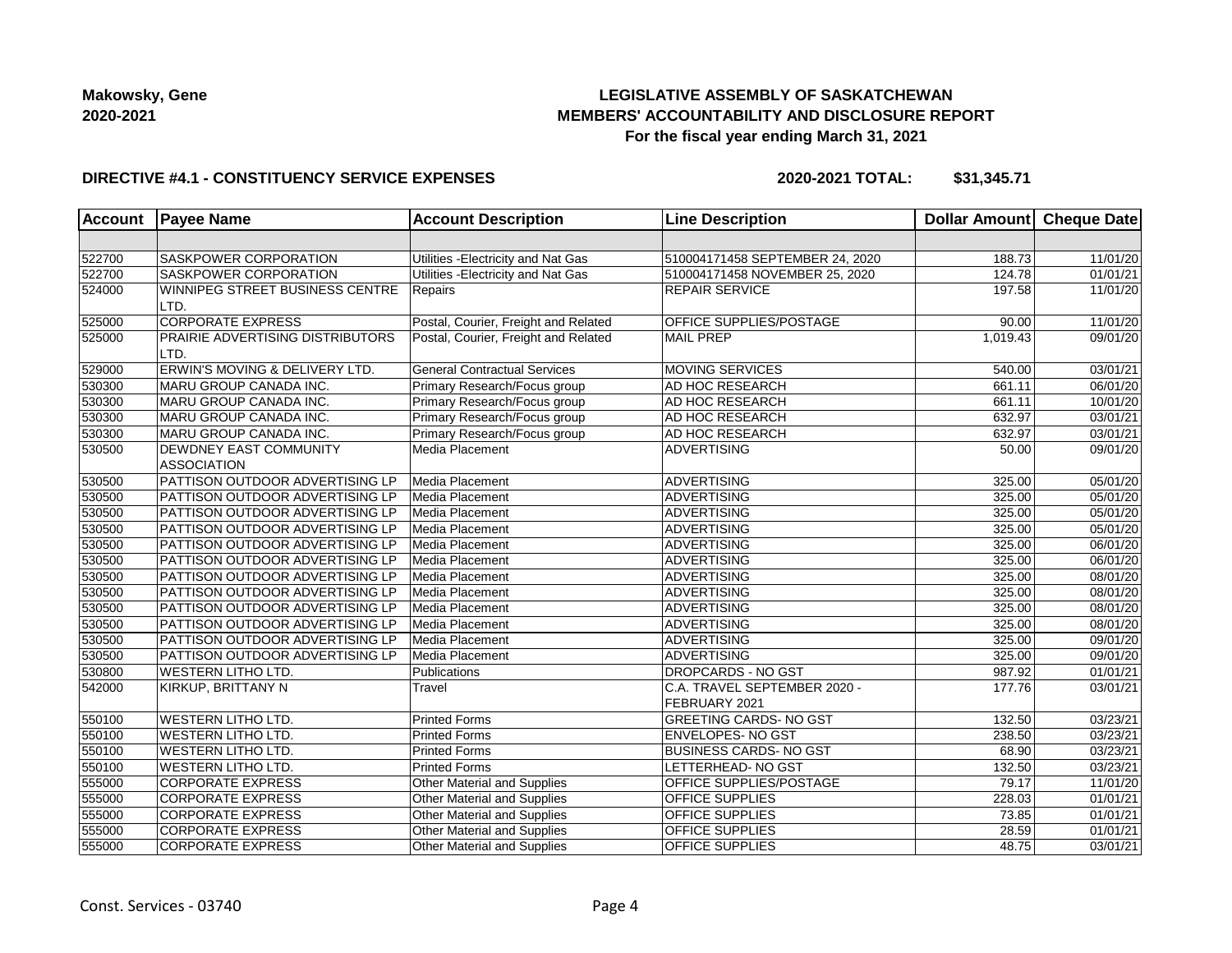**Makowsky, Gene**
**2020-2021**

**LEGISLATIVE ASSEMBLY OF SASKATCHEWAN**
**MEMBERS' ACCOUNTABILITY AND DISCLOSURE REPORT**
**For the fiscal year ending March 31, 2021**

**DIRECTIVE #4.1 - CONSTITUENCY SERVICE EXPENSES** **2020-2021 TOTAL: $31,345.71**

| Account | Payee Name | Account Description | Line Description | Dollar Amount | Cheque Date |
|---|---|---|---|---|---|
| | | | | | |
| 522700 | SASKPOWER CORPORATION | Utilities -Electricity and Nat Gas | 510004171458 SEPTEMBER 24, 2020 | 188.73 | 11/01/20 |
| 522700 | SASKPOWER CORPORATION | Utilities -Electricity and Nat Gas | 510004171458 NOVEMBER 25, 2020 | 124.78 | 01/01/21 |
| 524000 | WINNIPEG STREET BUSINESS CENTRE LTD. | Repairs | REPAIR SERVICE | 197.58 | 11/01/20 |
| 525000 | CORPORATE EXPRESS | Postal, Courier, Freight and Related | OFFICE SUPPLIES/POSTAGE | 90.00 | 11/01/20 |
| 525000 | PRAIRIE ADVERTISING DISTRIBUTORS LTD. | Postal, Courier, Freight and Related | MAIL PREP | 1,019.43 | 09/01/20 |
| 529000 | ERWIN'S MOVING & DELIVERY LTD. | General Contractual Services | MOVING SERVICES | 540.00 | 03/01/21 |
| 530300 | MARU GROUP CANADA INC. | Primary Research/Focus group | AD HOC RESEARCH | 661.11 | 06/01/20 |
| 530300 | MARU GROUP CANADA INC. | Primary Research/Focus group | AD HOC RESEARCH | 661.11 | 10/01/20 |
| 530300 | MARU GROUP CANADA INC. | Primary Research/Focus group | AD HOC RESEARCH | 632.97 | 03/01/21 |
| 530300 | MARU GROUP CANADA INC. | Primary Research/Focus group | AD HOC RESEARCH | 632.97 | 03/01/21 |
| 530500 | DEWDNEY EAST COMMUNITY ASSOCIATION | Media Placement | ADVERTISING | 50.00 | 09/01/20 |
| 530500 | PATTISON OUTDOOR ADVERTISING LP | Media Placement | ADVERTISING | 325.00 | 05/01/20 |
| 530500 | PATTISON OUTDOOR ADVERTISING LP | Media Placement | ADVERTISING | 325.00 | 05/01/20 |
| 530500 | PATTISON OUTDOOR ADVERTISING LP | Media Placement | ADVERTISING | 325.00 | 05/01/20 |
| 530500 | PATTISON OUTDOOR ADVERTISING LP | Media Placement | ADVERTISING | 325.00 | 05/01/20 |
| 530500 | PATTISON OUTDOOR ADVERTISING LP | Media Placement | ADVERTISING | 325.00 | 06/01/20 |
| 530500 | PATTISON OUTDOOR ADVERTISING LP | Media Placement | ADVERTISING | 325.00 | 06/01/20 |
| 530500 | PATTISON OUTDOOR ADVERTISING LP | Media Placement | ADVERTISING | 325.00 | 08/01/20 |
| 530500 | PATTISON OUTDOOR ADVERTISING LP | Media Placement | ADVERTISING | 325.00 | 08/01/20 |
| 530500 | PATTISON OUTDOOR ADVERTISING LP | Media Placement | ADVERTISING | 325.00 | 08/01/20 |
| 530500 | PATTISON OUTDOOR ADVERTISING LP | Media Placement | ADVERTISING | 325.00 | 08/01/20 |
| 530500 | PATTISON OUTDOOR ADVERTISING LP | Media Placement | ADVERTISING | 325.00 | 09/01/20 |
| 530500 | PATTISON OUTDOOR ADVERTISING LP | Media Placement | ADVERTISING | 325.00 | 09/01/20 |
| 530800 | WESTERN LITHO LTD. | Publications | DROPCARDS - NO GST | 987.92 | 01/01/21 |
| 542000 | KIRKUP, BRITTANY N | Travel | C.A. TRAVEL SEPTEMBER 2020 - FEBRUARY 2021 | 177.76 | 03/01/21 |
| 550100 | WESTERN LITHO LTD. | Printed Forms | GREETING CARDS- NO GST | 132.50 | 03/23/21 |
| 550100 | WESTERN LITHO LTD. | Printed Forms | ENVELOPES- NO GST | 238.50 | 03/23/21 |
| 550100 | WESTERN LITHO LTD. | Printed Forms | BUSINESS CARDS- NO GST | 68.90 | 03/23/21 |
| 550100 | WESTERN LITHO LTD. | Printed Forms | LETTERHEAD- NO GST | 132.50 | 03/23/21 |
| 555000 | CORPORATE EXPRESS | Other Material and Supplies | OFFICE SUPPLIES/POSTAGE | 79.17 | 11/01/20 |
| 555000 | CORPORATE EXPRESS | Other Material and Supplies | OFFICE SUPPLIES | 228.03 | 01/01/21 |
| 555000 | CORPORATE EXPRESS | Other Material and Supplies | OFFICE SUPPLIES | 73.85 | 01/01/21 |
| 555000 | CORPORATE EXPRESS | Other Material and Supplies | OFFICE SUPPLIES | 28.59 | 01/01/21 |
| 555000 | CORPORATE EXPRESS | Other Material and Supplies | OFFICE SUPPLIES | 48.75 | 03/01/21 |

Const. Services - 03740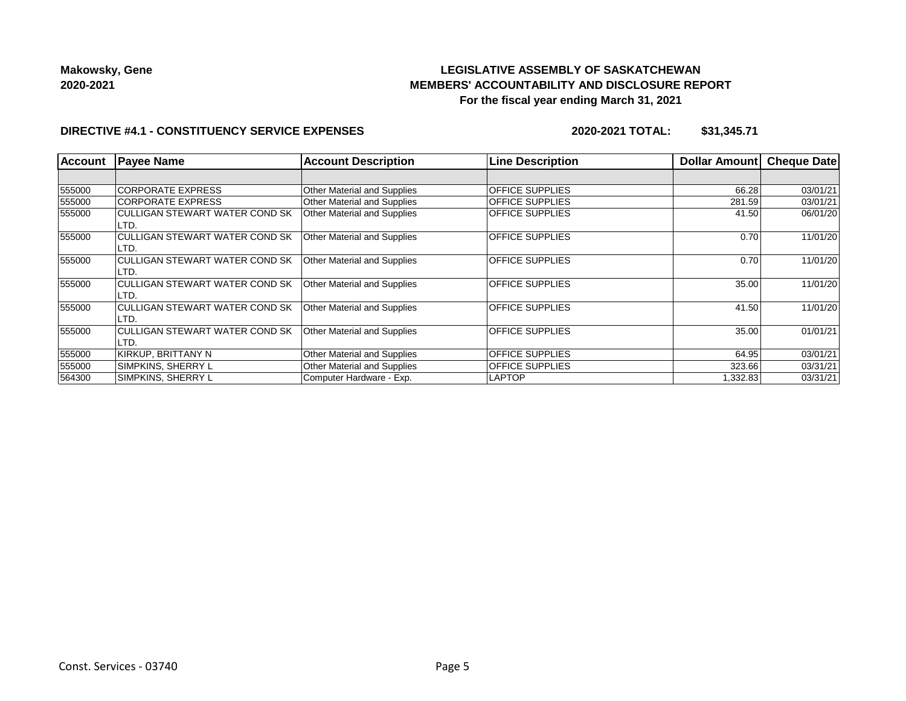**Makowsky, Gene**
**2020-2021**

**LEGISLATIVE ASSEMBLY OF SASKATCHEWAN**
**MEMBERS' ACCOUNTABILITY AND DISCLOSURE REPORT**
**For the fiscal year ending March 31, 2021**

**DIRECTIVE #4.1 - CONSTITUENCY SERVICE EXPENSES** **2020-2021 TOTAL: $31,345.71**

| Account | Payee Name | Account Description | Line Description | Dollar Amount | Cheque Date |
|---|---|---|---|---|---|
| | | | | | |
| 555000 | CORPORATE EXPRESS | Other Material and Supplies | OFFICE SUPPLIES | 66.28 | 03/01/21 |
| 555000 | CORPORATE EXPRESS | Other Material and Supplies | OFFICE SUPPLIES | 281.59 | 03/01/21 |
| 555000 | CULLIGAN STEWART WATER COND SK LTD. | Other Material and Supplies | OFFICE SUPPLIES | 41.50 | 06/01/20 |
| 555000 | CULLIGAN STEWART WATER COND SK LTD. | Other Material and Supplies | OFFICE SUPPLIES | 0.70 | 11/01/20 |
| 555000 | CULLIGAN STEWART WATER COND SK LTD. | Other Material and Supplies | OFFICE SUPPLIES | 0.70 | 11/01/20 |
| 555000 | CULLIGAN STEWART WATER COND SK LTD. | Other Material and Supplies | OFFICE SUPPLIES | 35.00 | 11/01/20 |
| 555000 | CULLIGAN STEWART WATER COND SK LTD. | Other Material and Supplies | OFFICE SUPPLIES | 41.50 | 11/01/20 |
| 555000 | CULLIGAN STEWART WATER COND SK LTD. | Other Material and Supplies | OFFICE SUPPLIES | 35.00 | 01/01/21 |
| 555000 | KIRKUP, BRITTANY N | Other Material and Supplies | OFFICE SUPPLIES | 64.95 | 03/01/21 |
| 555000 | SIMPKINS, SHERRY L | Other Material and Supplies | OFFICE SUPPLIES | 323.66 | 03/31/21 |
| 564300 | SIMPKINS, SHERRY L | Computer Hardware - Exp. | LAPTOP | 1,332.83 | 03/31/21 |

Const. Services - 03740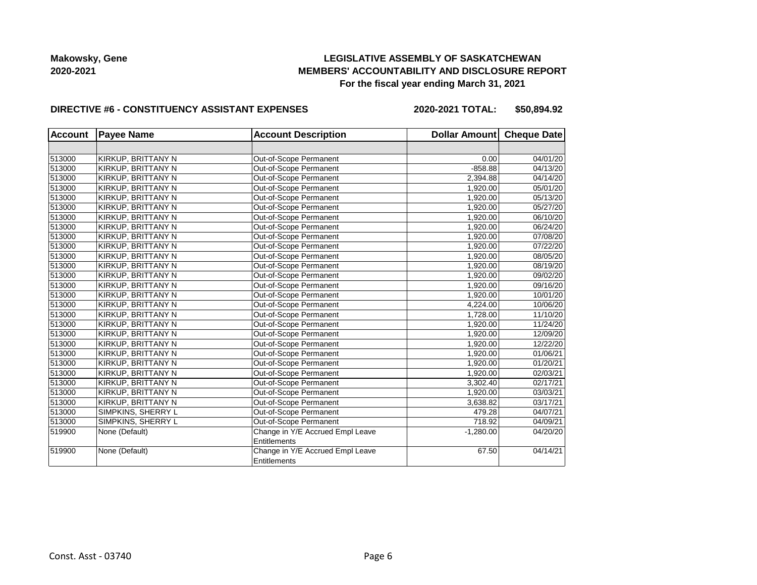**Makowsky, Gene**
**2020-2021**

# LEGISLATIVE ASSEMBLY OF SASKATCHEWAN
## MEMBERS' ACCOUNTABILITY AND DISCLOSURE REPORT
### For the fiscal year ending March 31, 2021

**DIRECTIVE #6 - CONSTITUENCY ASSISTANT EXPENSES** **2020-2021 TOTAL: $50,894.92**

| Account | Payee Name | Account Description | Dollar Amount | Cheque Date |
|---|---|---|---|---|
| | | | | |
| 513000 | KIRKUP, BRITTANY N | Out-of-Scope Permanent | 0.00 | 04/01/20 |
| 513000 | KIRKUP, BRITTANY N | Out-of-Scope Permanent | -858.88 | 04/13/20 |
| 513000 | KIRKUP, BRITTANY N | Out-of-Scope Permanent | 2,394.88 | 04/14/20 |
| 513000 | KIRKUP, BRITTANY N | Out-of-Scope Permanent | 1,920.00 | 05/01/20 |
| 513000 | KIRKUP, BRITTANY N | Out-of-Scope Permanent | 1,920.00 | 05/13/20 |
| 513000 | KIRKUP, BRITTANY N | Out-of-Scope Permanent | 1,920.00 | 05/27/20 |
| 513000 | KIRKUP, BRITTANY N | Out-of-Scope Permanent | 1,920.00 | 06/10/20 |
| 513000 | KIRKUP, BRITTANY N | Out-of-Scope Permanent | 1,920.00 | 06/24/20 |
| 513000 | KIRKUP, BRITTANY N | Out-of-Scope Permanent | 1,920.00 | 07/08/20 |
| 513000 | KIRKUP, BRITTANY N | Out-of-Scope Permanent | 1,920.00 | 07/22/20 |
| 513000 | KIRKUP, BRITTANY N | Out-of-Scope Permanent | 1,920.00 | 08/05/20 |
| 513000 | KIRKUP, BRITTANY N | Out-of-Scope Permanent | 1,920.00 | 08/19/20 |
| 513000 | KIRKUP, BRITTANY N | Out-of-Scope Permanent | 1,920.00 | 09/02/20 |
| 513000 | KIRKUP, BRITTANY N | Out-of-Scope Permanent | 1,920.00 | 09/16/20 |
| 513000 | KIRKUP, BRITTANY N | Out-of-Scope Permanent | 1,920.00 | 10/01/20 |
| 513000 | KIRKUP, BRITTANY N | Out-of-Scope Permanent | 4,224.00 | 10/06/20 |
| 513000 | KIRKUP, BRITTANY N | Out-of-Scope Permanent | 1,728.00 | 11/10/20 |
| 513000 | KIRKUP, BRITTANY N | Out-of-Scope Permanent | 1,920.00 | 11/24/20 |
| 513000 | KIRKUP, BRITTANY N | Out-of-Scope Permanent | 1,920.00 | 12/09/20 |
| 513000 | KIRKUP, BRITTANY N | Out-of-Scope Permanent | 1,920.00 | 12/22/20 |
| 513000 | KIRKUP, BRITTANY N | Out-of-Scope Permanent | 1,920.00 | 01/06/21 |
| 513000 | KIRKUP, BRITTANY N | Out-of-Scope Permanent | 1,920.00 | 01/20/21 |
| 513000 | KIRKUP, BRITTANY N | Out-of-Scope Permanent | 1,920.00 | 02/03/21 |
| 513000 | KIRKUP, BRITTANY N | Out-of-Scope Permanent | 3,302.40 | 02/17/21 |
| 513000 | KIRKUP, BRITTANY N | Out-of-Scope Permanent | 1,920.00 | 03/03/21 |
| 513000 | KIRKUP, BRITTANY N | Out-of-Scope Permanent | 3,638.82 | 03/17/21 |
| 513000 | SIMPKINS, SHERRY L | Out-of-Scope Permanent | 479.28 | 04/07/21 |
| 513000 | SIMPKINS, SHERRY L | Out-of-Scope Permanent | 718.92 | 04/09/21 |
| 519900 | None (Default) | Change in Y/E Accrued Empl Leave Entitlements | -1,280.00 | 04/20/20 |
| 519900 | None (Default) | Change in Y/E Accrued Empl Leave Entitlements | 67.50 | 04/14/21 |

Const. Asst - 03740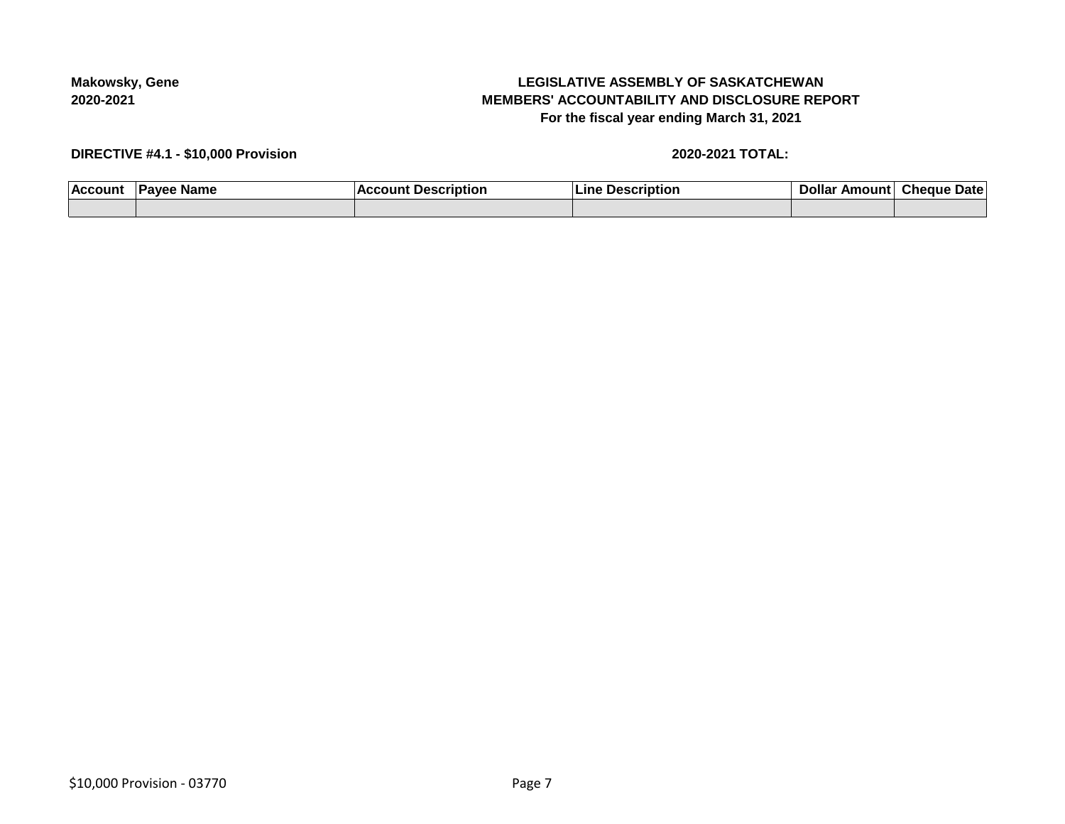**Makowsky, Gene**
**2020-2021**

**LEGISLATIVE ASSEMBLY OF SASKATCHEWAN**
**MEMBERS' ACCOUNTABILITY AND DISCLOSURE REPORT**
**For the fiscal year ending March 31, 2021**

**DIRECTIVE #4.1 - $10,000 Provision**

**2020-2021 TOTAL:**

| Account | Payee Name | Account Description | Line Description | Dollar Amount | Cheque Date |
|---|---|---|---|---|---|
| | | | | | |